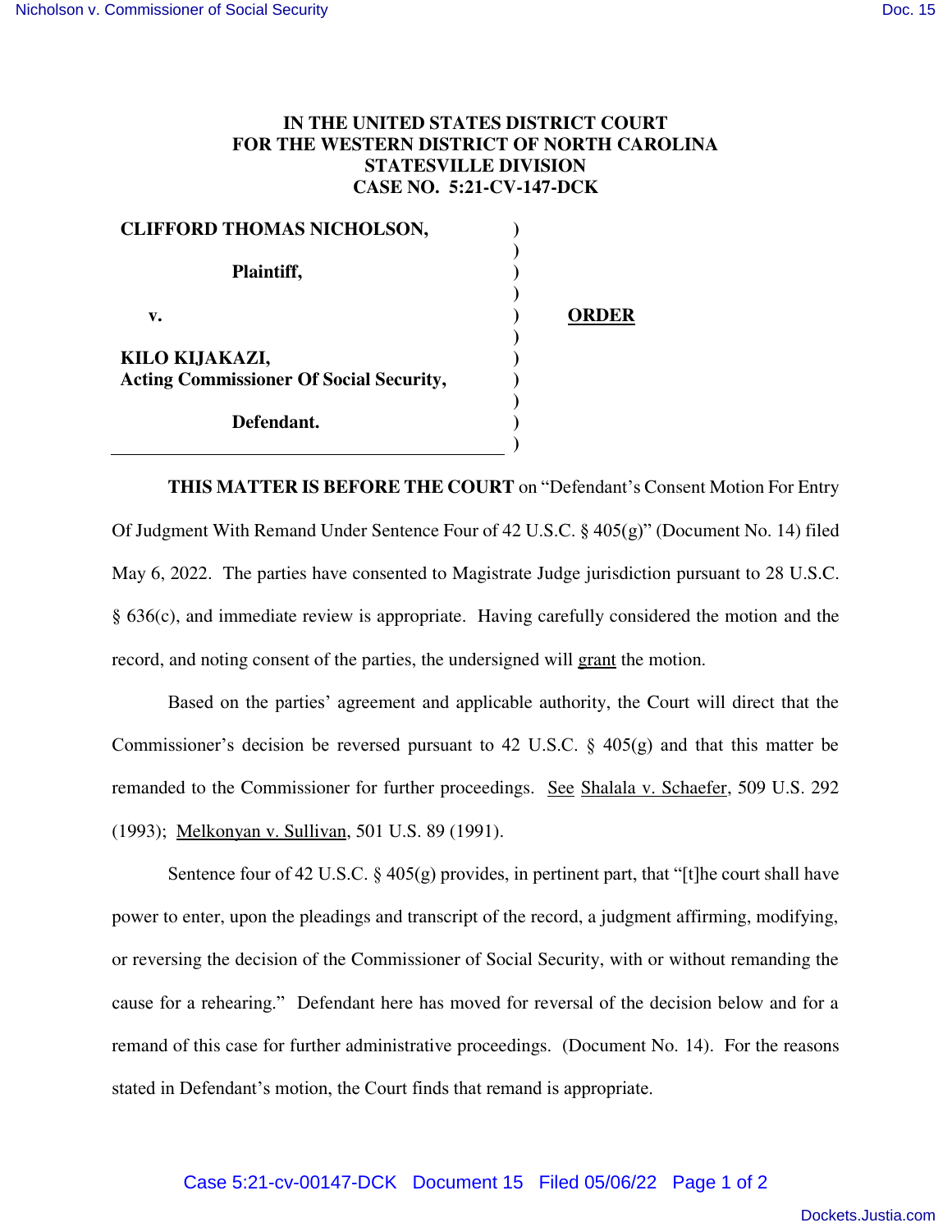**IN THE UNITED STATES DISTRICT COURT**
**FOR THE WESTERN DISTRICT OF NORTH CAROLINA**
**STATESVILLE DIVISION**
**CASE NO. 5:21-CV-147-DCK**

| | | |
|---|---|---|
| **CLIFFORD THOMAS NICHOLSON,** | ) | |
| | ) | |
| **Plaintiff,** | ) | |
| | ) | |
| **v.** | ) | **ORDER** |
| | ) | |
| **KILO KIJAKAZI,** | ) | |
| **Acting Commissioner Of Social Security,** | ) | |
| | ) | |
| **Defendant.** | ) | |
| | ) | |

**THIS MATTER IS BEFORE THE COURT** on "Defendant's Consent Motion For Entry Of Judgment With Remand Under Sentence Four of 42 U.S.C. § 405(g)" (Document No. 14) filed May 6, 2022. The parties have consented to Magistrate Judge jurisdiction pursuant to 28 U.S.C. § 636(c), and immediate review is appropriate. Having carefully considered the motion and the record, and noting consent of the parties, the undersigned will grant the motion.

Based on the parties' agreement and applicable authority, the Court will direct that the Commissioner's decision be reversed pursuant to 42 U.S.C. § 405(g) and that this matter be remanded to the Commissioner for further proceedings. See Shalala v. Schaefer, 509 U.S. 292 (1993); Melkonyan v. Sullivan, 501 U.S. 89 (1991).

Sentence four of 42 U.S.C. § 405(g) provides, in pertinent part, that "[t]he court shall have power to enter, upon the pleadings and transcript of the record, a judgment affirming, modifying, or reversing the decision of the Commissioner of Social Security, with or without remanding the cause for a rehearing." Defendant here has moved for reversal of the decision below and for a remand of this case for further administrative proceedings. (Document No. 14). For the reasons stated in Defendant's motion, the Court finds that remand is appropriate.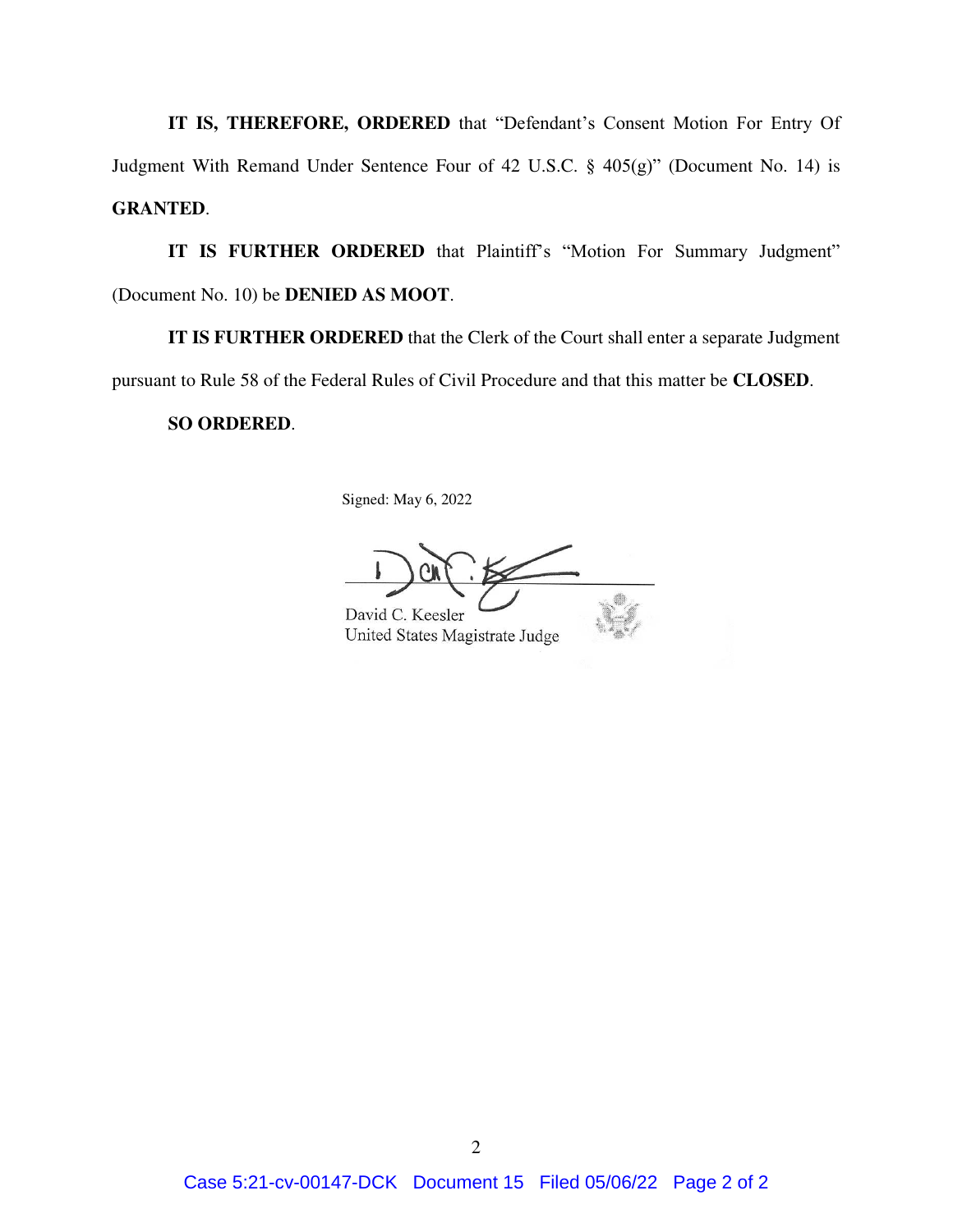**IT IS, THEREFORE, ORDERED** that "Defendant's Consent Motion For Entry Of Judgment With Remand Under Sentence Four of 42 U.S.C. § 405(g)" (Document No. 14) is **GRANTED**.

**IT IS FURTHER ORDERED** that Plaintiff's "Motion For Summary Judgment" (Document No. 10) be **DENIED AS MOOT**.

**IT IS FURTHER ORDERED** that the Clerk of the Court shall enter a separate Judgment pursuant to Rule 58 of the Federal Rules of Civil Procedure and that this matter be **CLOSED**.

**SO ORDERED**.

Signed: May 6, 2022

David C. Keesler
United States Magistrate Judge